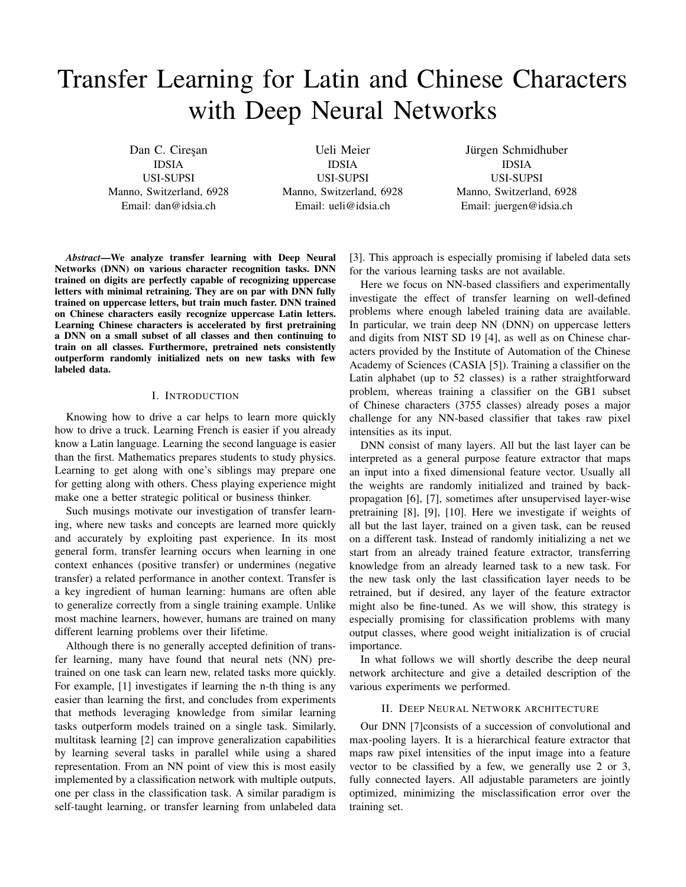# Transfer Learning for Latin and Chinese Characters with Deep Neural Networks

Dan C. Cireşan
IDSIA
USI-SUPSI
Manno, Switzerland, 6928
Email: dan@idsia.ch

Ueli Meier
IDSIA
USI-SUPSI
Manno, Switzerland, 6928
Email: ueli@idsia.ch

Jürgen Schmidhuber
IDSIA
USI-SUPSI
Manno, Switzerland, 6928
Email: juergen@idsia.ch

***Abstract*—We analyze transfer learning with Deep Neural Networks (DNN) on various character recognition tasks. DNN trained on digits are perfectly capable of recognizing uppercase letters with minimal retraining. They are on par with DNN fully trained on uppercase letters, but train much faster. DNN trained on Chinese characters easily recognize uppercase Latin letters. Learning Chinese characters is accelerated by first pretraining a DNN on a small subset of all classes and then continuing to train on all classes. Furthermore, pretrained nets consistently outperform randomly initialized nets on new tasks with few labeled data.**

## I. Introduction

Knowing how to drive a car helps to learn more quickly how to drive a truck. Learning French is easier if you already know a Latin language. Learning the second language is easier than the first. Mathematics prepares students to study physics. Learning to get along with one's siblings may prepare one for getting along with others. Chess playing experience might make one a better strategic political or business thinker.

Such musings motivate our investigation of transfer learning, where new tasks and concepts are learned more quickly and accurately by exploiting past experience. In its most general form, transfer learning occurs when learning in one context enhances (positive transfer) or undermines (negative transfer) a related performance in another context. Transfer is a key ingredient of human learning: humans are often able to generalize correctly from a single training example. Unlike most machine learners, however, humans are trained on many different learning problems over their lifetime.

Although there is no generally accepted definition of transfer learning, many have found that neural nets (NN) pretrained on one task can learn new, related tasks more quickly. For example, [1] investigates if learning the n-th thing is any easier than learning the first, and concludes from experiments that methods leveraging knowledge from similar learning tasks outperform models trained on a single task. Similarly, multitask learning [2] can improve generalization capabilities by learning several tasks in parallel while using a shared representation. From an NN point of view this is most easily implemented by a classification network with multiple outputs, one per class in the classification task. A similar paradigm is self-taught learning, or transfer learning from unlabeled data [3]. This approach is especially promising if labeled data sets for the various learning tasks are not available.

Here we focus on NN-based classifiers and experimentally investigate the effect of transfer learning on well-defined problems where enough labeled training data are available. In particular, we train deep NN (DNN) on uppercase letters and digits from NIST SD 19 [4], as well as on Chinese characters provided by the Institute of Automation of the Chinese Academy of Sciences (CASIA [5]). Training a classifier on the Latin alphabet (up to 52 classes) is a rather straightforward problem, whereas training a classifier on the GB1 subset of Chinese characters (3755 classes) already poses a major challenge for any NN-based classifier that takes raw pixel intensities as its input.

DNN consist of many layers. All but the last layer can be interpreted as a general purpose feature extractor that maps an input into a fixed dimensional feature vector. Usually all the weights are randomly initialized and trained by backpropagation [6], [7], sometimes after unsupervised layer-wise pretraining [8], [9], [10]. Here we investigate if weights of all but the last layer, trained on a given task, can be reused on a different task. Instead of randomly initializing a net we start from an already trained feature extractor, transferring knowledge from an already learned task to a new task. For the new task only the last classification layer needs to be retrained, but if desired, any layer of the feature extractor might also be fine-tuned. As we will show, this strategy is especially promising for classification problems with many output classes, where good weight initialization is of crucial importance.

In what follows we will shortly describe the deep neural network architecture and give a detailed description of the various experiments we performed.

## II. Deep Neural Network architecture

Our DNN [7]consists of a succession of convolutional and max-pooling layers. It is a hierarchical feature extractor that maps raw pixel intensities of the input image into a feature vector to be classified by a few, we generally use 2 or 3, fully connected layers. All adjustable parameters are jointly optimized, minimizing the misclassification error over the training set.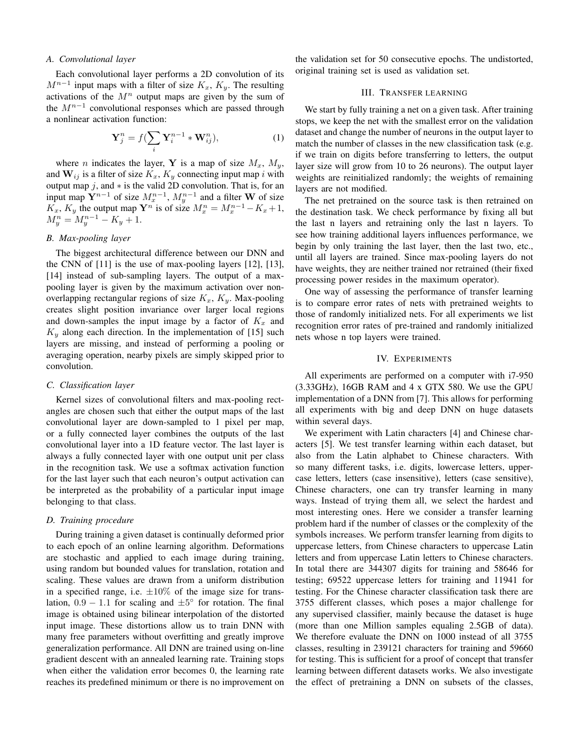### A. Convolutional layer

Each convolutional layer performs a 2D convolution of its $M^{n-1}$ input maps with a filter of size $K_x$, $K_y$. The resulting activations of the $M^n$ output maps are given by the sum of the $M^{n-1}$ convolutional responses which are passed through a nonlinear activation function:

$$\mathbf{Y}_j^n = f(\sum_i \mathbf{Y}_i^{n-1} * \mathbf{W}_{ij}^n), \tag{1}$$

where $n$ indicates the layer, $\mathbf{Y}$ is a map of size $M_x$, $M_y$, and $\mathbf{W}_{ij}$ is a filter of size $K_x$, $K_y$ connecting input map $i$ with output map $j$, and $*$ is the valid 2D convolution. That is, for an input map $\mathbf{Y}^{n-1}$ of size $M_x^{n-1}$, $M_y^{n-1}$ and a filter $\mathbf{W}$ of size $K_x$, $K_y$ the output map $\mathbf{Y}^n$ is of size $M_x^n = M_x^{n-1} - K_x + 1$, $M_y^n = M_y^{n-1} - K_y + 1$.

### B. Max-pooling layer

The biggest architectural difference between our DNN and the CNN of [11] is the use of max-pooling layers [12], [13], [14] instead of sub-sampling layers. The output of a max-pooling layer is given by the maximum activation over non-overlapping rectangular regions of size $K_x$, $K_y$. Max-pooling creates slight position invariance over larger local regions and down-samples the input image by a factor of $K_x$ and $K_y$ along each direction. In the implementation of [15] such layers are missing, and instead of performing a pooling or averaging operation, nearby pixels are simply skipped prior to convolution.

### C. Classification layer

Kernel sizes of convolutional filters and max-pooling rectangles are chosen such that either the output maps of the last convolutional layer are down-sampled to 1 pixel per map, or a fully connected layer combines the outputs of the last convolutional layer into a 1D feature vector. The last layer is always a fully connected layer with one output unit per class in the recognition task. We use a softmax activation function for the last layer such that each neuron's output activation can be interpreted as the probability of a particular input image belonging to that class.

### D. Training procedure

During training a given dataset is continually deformed prior to each epoch of an online learning algorithm. Deformations are stochastic and applied to each image during training, using random but bounded values for translation, rotation and scaling. These values are drawn from a uniform distribution in a specified range, i.e. $\pm 10\%$ of the image size for translation, $0.9 - 1.1$ for scaling and $\pm 5^\circ$ for rotation. The final image is obtained using bilinear interpolation of the distorted input image. These distortions allow us to train DNN with many free parameters without overfitting and greatly improve generalization performance. All DNN are trained using on-line gradient descent with an annealed learning rate. Training stops when either the validation error becomes 0, the learning rate reaches its predefined minimum or there is no improvement on the validation set for 50 consecutive epochs. The undistorted, original training set is used as validation set.

## III. Transfer learning

We start by fully training a net on a given task. After training stops, we keep the net with the smallest error on the validation dataset and change the number of neurons in the output layer to match the number of classes in the new classification task (e.g. if we train on digits before transferring to letters, the output layer size will grow from 10 to 26 neurons). The output layer weights are reinitialized randomly; the weights of remaining layers are not modified.

The net pretrained on the source task is then retrained on the destination task. We check performance by fixing all but the last n layers and retraining only the last n layers. To see how training additional layers influences performance, we begin by only training the last layer, then the last two, etc., until all layers are trained. Since max-pooling layers do not have weights, they are neither trained nor retrained (their fixed processing power resides in the maximum operator).

One way of assessing the performance of transfer learning is to compare error rates of nets with pretrained weights to those of randomly initialized nets. For all experiments we list recognition error rates of pre-trained and randomly initialized nets whose n top layers were trained.

## IV. Experiments

All experiments are performed on a computer with i7-950 (3.33GHz), 16GB RAM and 4 x GTX 580. We use the GPU implementation of a DNN from [7]. This allows for performing all experiments with big and deep DNN on huge datasets within several days.

We experiment with Latin characters [4] and Chinese characters [5]. We test transfer learning within each dataset, but also from the Latin alphabet to Chinese characters. With so many different tasks, i.e. digits, lowercase letters, uppercase letters, letters (case insensitive), letters (case sensitive), Chinese characters, one can try transfer learning in many ways. Instead of trying them all, we select the hardest and most interesting ones. Here we consider a transfer learning problem hard if the number of classes or the complexity of the symbols increases. We perform transfer learning from digits to uppercase letters, from Chinese characters to uppercase Latin letters and from uppercase Latin letters to Chinese characters. In total there are 344307 digits for training and 58646 for testing; 69522 uppercase letters for training and 11941 for testing. For the Chinese character classification task there are 3755 different classes, which poses a major challenge for any supervised classifier, mainly because the dataset is huge (more than one Million samples equaling 2.5GB of data). We therefore evaluate the DNN on 1000 instead of all 3755 classes, resulting in 239121 characters for training and 59660 for testing. This is sufficient for a proof of concept that transfer learning between different datasets works. We also investigate the effect of pretraining a DNN on subsets of the classes,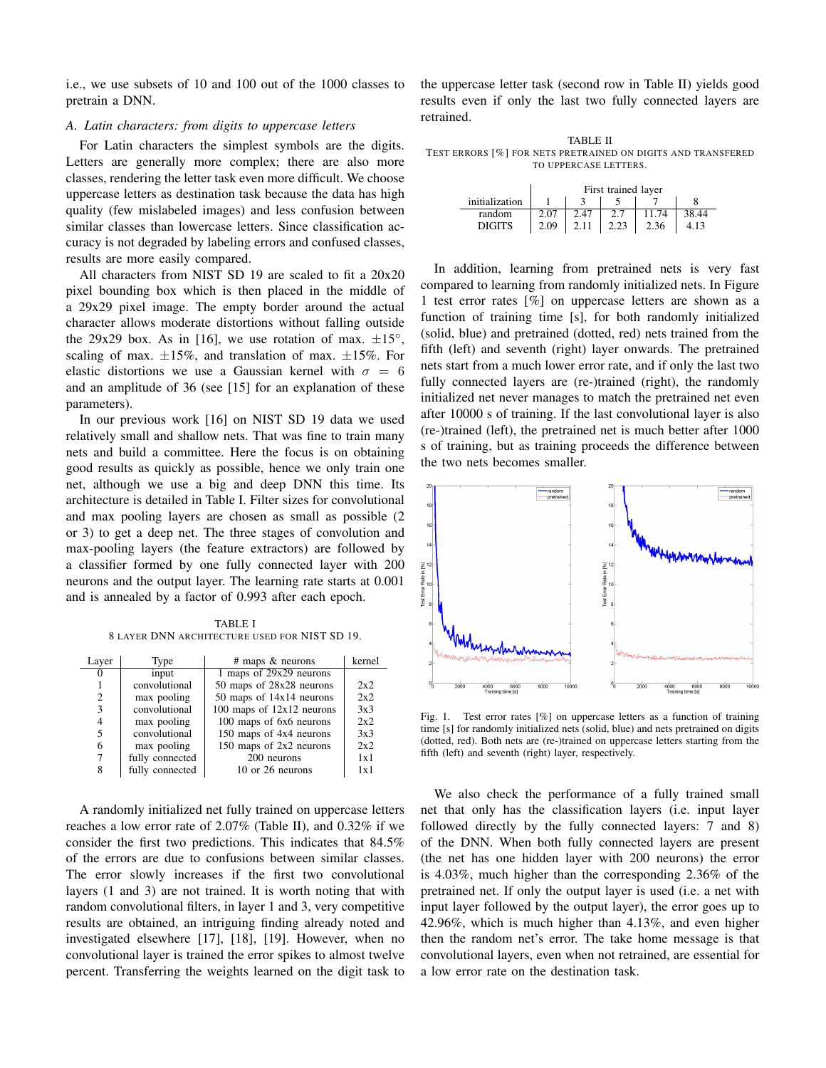i.e., we use subsets of 10 and 100 out of the 1000 classes to pretrain a DNN.

### A. Latin characters: from digits to uppercase letters

For Latin characters the simplest symbols are the digits. Letters are generally more complex; there are also more classes, rendering the letter task even more difficult. We choose uppercase letters as destination task because the data has high quality (few mislabeled images) and less confusion between similar classes than lowercase letters. Since classification accuracy is not degraded by labeling errors and confused classes, results are more easily compared.

All characters from NIST SD 19 are scaled to fit a 20x20 pixel bounding box which is then placed in the middle of a 29x29 pixel image. The empty border around the actual character allows moderate distortions without falling outside the 29x29 box. As in [16], we use rotation of max. $\pm 15°$, scaling of max. $\pm 15\%$, and translation of max. $\pm 15\%$. For elastic distortions we use a Gaussian kernel with $\sigma = 6$ and an amplitude of 36 (see [15] for an explanation of these parameters).

In our previous work [16] on NIST SD 19 data we used relatively small and shallow nets. That was fine to train many nets and build a committee. Here the focus is on obtaining good results as quickly as possible, hence we only train one net, although we use a big and deep DNN this time. Its architecture is detailed in Table I. Filter sizes for convolutional and max pooling layers are chosen as small as possible (2 or 3) to get a deep net. The three stages of convolution and max-pooling layers (the feature extractors) are followed by a classifier formed by one fully connected layer with 200 neurons and the output layer. The learning rate starts at 0.001 and is annealed by a factor of 0.993 after each epoch.

TABLE I
8 LAYER DNN ARCHITECTURE USED FOR NIST SD 19.

| Layer | Type | # maps & neurons | kernel |
|---|---|---|---|
| 0 | input | 1 maps of 29x29 neurons | |
| 1 | convolutional | 50 maps of 28x28 neurons | 2x2 |
| 2 | max pooling | 50 maps of 14x14 neurons | 2x2 |
| 3 | convolutional | 100 maps of 12x12 neurons | 3x3 |
| 4 | max pooling | 100 maps of 6x6 neurons | 2x2 |
| 5 | convolutional | 150 maps of 4x4 neurons | 3x3 |
| 6 | max pooling | 150 maps of 2x2 neurons | 2x2 |
| 7 | fully connected | 200 neurons | 1x1 |
| 8 | fully connected | 10 or 26 neurons | 1x1 |

A randomly initialized net fully trained on uppercase letters reaches a low error rate of 2.07% (Table II), and 0.32% if we consider the first two predictions. This indicates that 84.5% of the errors are due to confusions between similar classes. The error slowly increases if the first two convolutional layers (1 and 3) are not trained. It is worth noting that with random convolutional filters, in layer 1 and 3, very competitive results are obtained, an intriguing finding already noted and investigated elsewhere [17], [18], [19]. However, when no convolutional layer is trained the error spikes to almost twelve percent. Transferring the weights learned on the digit task to the uppercase letter task (second row in Table II) yields good results even if only the last two fully connected layers are retrained.

TABLE II
TEST ERRORS [%] FOR NETS PRETRAINED ON DIGITS AND TRANSFERED TO UPPERCASE LETTERS.

| initialization | First trained layer 1 | 3 | 5 | 7 | 8 |
|---|---|---|---|---|---|
| random | 2.07 | 2.47 | 2.7 | 11.74 | 38.44 |
| DIGITS | 2.09 | 2.11 | 2.23 | 2.36 | 4.13 |

In addition, learning from pretrained nets is very fast compared to learning from randomly initialized nets. In Figure 1 test error rates [%] on uppercase letters are shown as a function of training time [s], for both randomly initialized (solid, blue) and pretrained (dotted, red) nets trained from the fifth (left) and seventh (right) layer onwards. The pretrained nets start from a much lower error rate, and if only the last two fully connected layers are (re-)trained (right), the randomly initialized net never manages to match the pretrained net even after 10000 s of training. If the last convolutional layer is also (re-)trained (left), the pretrained net is much better after 1000 s of training, but as training proceeds the difference between the two nets becomes smaller.

Fig. 1. Test error rates [%] on uppercase letters as a function of training time [s] for randomly initialized nets (solid, blue) and nets pretrained on digits (dotted, red). Both nets are (re-)trained on uppercase letters starting from the fifth (left) and seventh (right) layer, respectively.

We also check the performance of a fully trained small net that only has the classification layers (i.e. input layer followed directly by the fully connected layers: 7 and 8) of the DNN. When both fully connected layers are present (the net has one hidden layer with 200 neurons) the error is 4.03%, much higher than the corresponding 2.36% of the pretrained net. If only the output layer is used (i.e. a net with input layer followed by the output layer), the error goes up to 42.96%, which is much higher than 4.13%, and even higher then the random net's error. The take home message is that convolutional layers, even when not retrained, are essential for a low error rate on the destination task.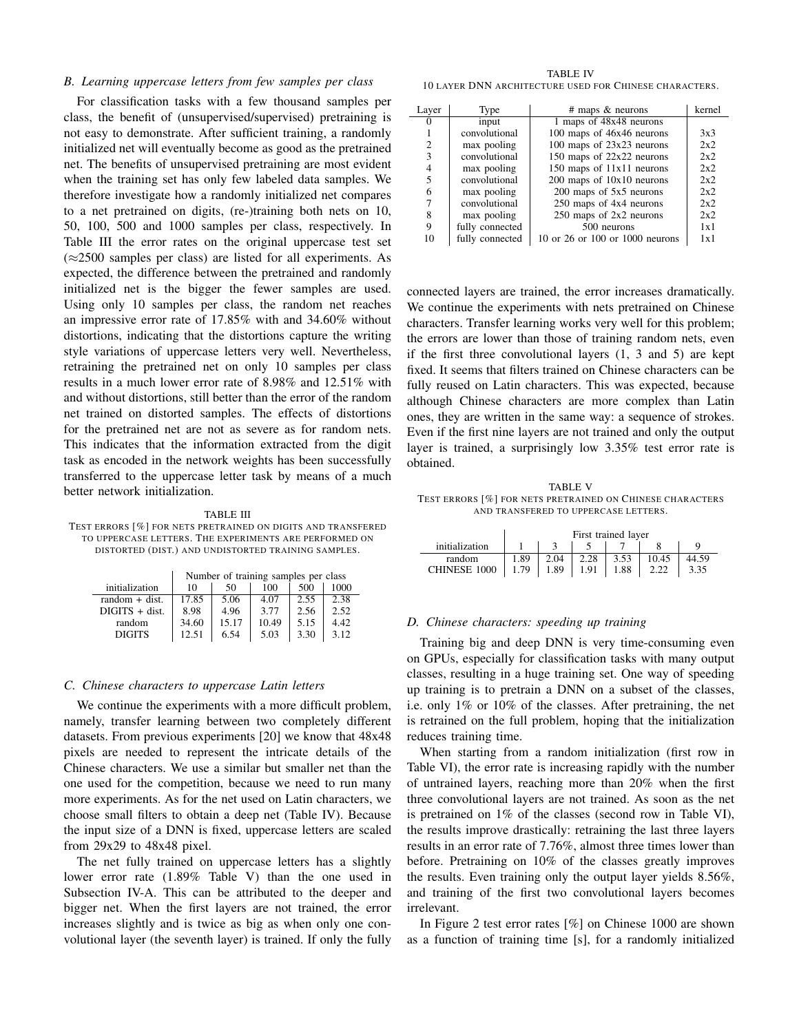### B. Learning uppercase letters from few samples per class

For classification tasks with a few thousand samples per class, the benefit of (unsupervised/supervised) pretraining is not easy to demonstrate. After sufficient training, a randomly initialized net will eventually become as good as the pretrained net. The benefits of unsupervised pretraining are most evident when the training set has only few labeled data samples. We therefore investigate how a randomly initialized net compares to a net pretrained on digits, (re-)training both nets on 10, 50, 100, 500 and 1000 samples per class, respectively. In Table III the error rates on the original uppercase test set (≈2500 samples per class) are listed for all experiments. As expected, the difference between the pretrained and randomly initialized net is the bigger the fewer samples are used. Using only 10 samples per class, the random net reaches an impressive error rate of 17.85% with and 34.60% without distortions, indicating that the distortions capture the writing style variations of uppercase letters very well. Nevertheless, retraining the pretrained net on only 10 samples per class results in a much lower error rate of 8.98% and 12.51% with and without distortions, still better than the error of the random net trained on distorted samples. The effects of distortions for the pretrained net are not as severe as for random nets. This indicates that the information extracted from the digit task as encoded in the network weights has been successfully transferred to the uppercase letter task by means of a much better network initialization.

TABLE III
TEST ERRORS [%] FOR NETS PRETRAINED ON DIGITS AND TRANSFERED TO UPPERCASE LETTERS. THE EXPERIMENTS ARE PERFORMED ON DISTORTED (DIST.) AND UNDISTORTED TRAINING SAMPLES.

| | Number of training samples per class | | | | |
|---|---|---|---|---|---|
| initialization | 10 | 50 | 100 | 500 | 1000 |
| random + dist. | 17.85 | 5.06 | 4.07 | 2.55 | 2.38 |
| DIGITS + dist. | 8.98 | 4.96 | 3.77 | 2.56 | 2.52 |
| random | 34.60 | 15.17 | 10.49 | 5.15 | 4.42 |
| DIGITS | 12.51 | 6.54 | 5.03 | 3.30 | 3.12 |

### C. Chinese characters to uppercase Latin letters

We continue the experiments with a more difficult problem, namely, transfer learning between two completely different datasets. From previous experiments [20] we know that 48x48 pixels are needed to represent the intricate details of the Chinese characters. We use a similar but smaller net than the one used for the competition, because we need to run many more experiments. As for the net used on Latin characters, we choose small filters to obtain a deep net (Table IV). Because the input size of a DNN is fixed, uppercase letters are scaled from 29x29 to 48x48 pixel.

The net fully trained on uppercase letters has a slightly lower error rate (1.89% Table V) than the one used in Subsection IV-A. This can be attributed to the deeper and bigger net. When the first layers are not trained, the error increases slightly and is twice as big as when only one convolutional layer (the seventh layer) is trained. If only the fully connected layers are trained, the error increases dramatically. We continue the experiments with nets pretrained on Chinese characters. Transfer learning works very well for this problem; the errors are lower than those of training random nets, even if the first three convolutional layers (1, 3 and 5) are kept fixed. It seems that filters trained on Chinese characters can be fully reused on Latin characters. This was expected, because although Chinese characters are more complex than Latin ones, they are written in the same way: a sequence of strokes. Even if the first nine layers are not trained and only the output layer is trained, a surprisingly low 3.35% test error rate is obtained.

TABLE IV
10 LAYER DNN ARCHITECTURE USED FOR CHINESE CHARACTERS.

| Layer | Type | # maps & neurons | kernel |
|---|---|---|---|
| 0 | input | 1 maps of 48x48 neurons | |
| 1 | convolutional | 100 maps of 46x46 neurons | 3x3 |
| 2 | max pooling | 100 maps of 23x23 neurons | 2x2 |
| 3 | convolutional | 150 maps of 22x22 neurons | 2x2 |
| 4 | max pooling | 150 maps of 11x11 neurons | 2x2 |
| 5 | convolutional | 200 maps of 10x10 neurons | 2x2 |
| 6 | max pooling | 200 maps of 5x5 neurons | 2x2 |
| 7 | convolutional | 250 maps of 4x4 neurons | 2x2 |
| 8 | max pooling | 250 maps of 2x2 neurons | 2x2 |
| 9 | fully connected | 500 neurons | 1x1 |
| 10 | fully connected | 10 or 26 or 100 or 1000 neurons | 1x1 |

TABLE V
TEST ERRORS [%] FOR NETS PRETRAINED ON CHINESE CHARACTERS AND TRANSFERED TO UPPERCASE LETTERS.

| | First trained layer | | | | | |
|---|---|---|---|---|---|---|
| initialization | 1 | 3 | 5 | 7 | 8 | 9 |
| random | 1.89 | 2.04 | 2.28 | 3.53 | 10.45 | 44.59 |
| CHINESE 1000 | 1.79 | 1.89 | 1.91 | 1.88 | 2.22 | 3.35 |

### D. Chinese characters: speeding up training

Training big and deep DNN is very time-consuming even on GPUs, especially for classification tasks with many output classes, resulting in a huge training set. One way of speeding up training is to pretrain a DNN on a subset of the classes, i.e. only 1% or 10% of the classes. After pretraining, the net is retrained on the full problem, hoping that the initialization reduces training time.

When starting from a random initialization (first row in Table VI), the error rate is increasing rapidly with the number of untrained layers, reaching more than 20% when the first three convolutional layers are not trained. As soon as the net is pretrained on 1% of the classes (second row in Table VI), the results improve drastically: retraining the last three layers results in an error rate of 7.76%, almost three times lower than before. Pretraining on 10% of the classes greatly improves the results. Even training only the output layer yields 8.56%, and training of the first two convolutional layers becomes irrelevant.

In Figure 2 test error rates [%] on Chinese 1000 are shown as a function of training time [s], for a randomly initialized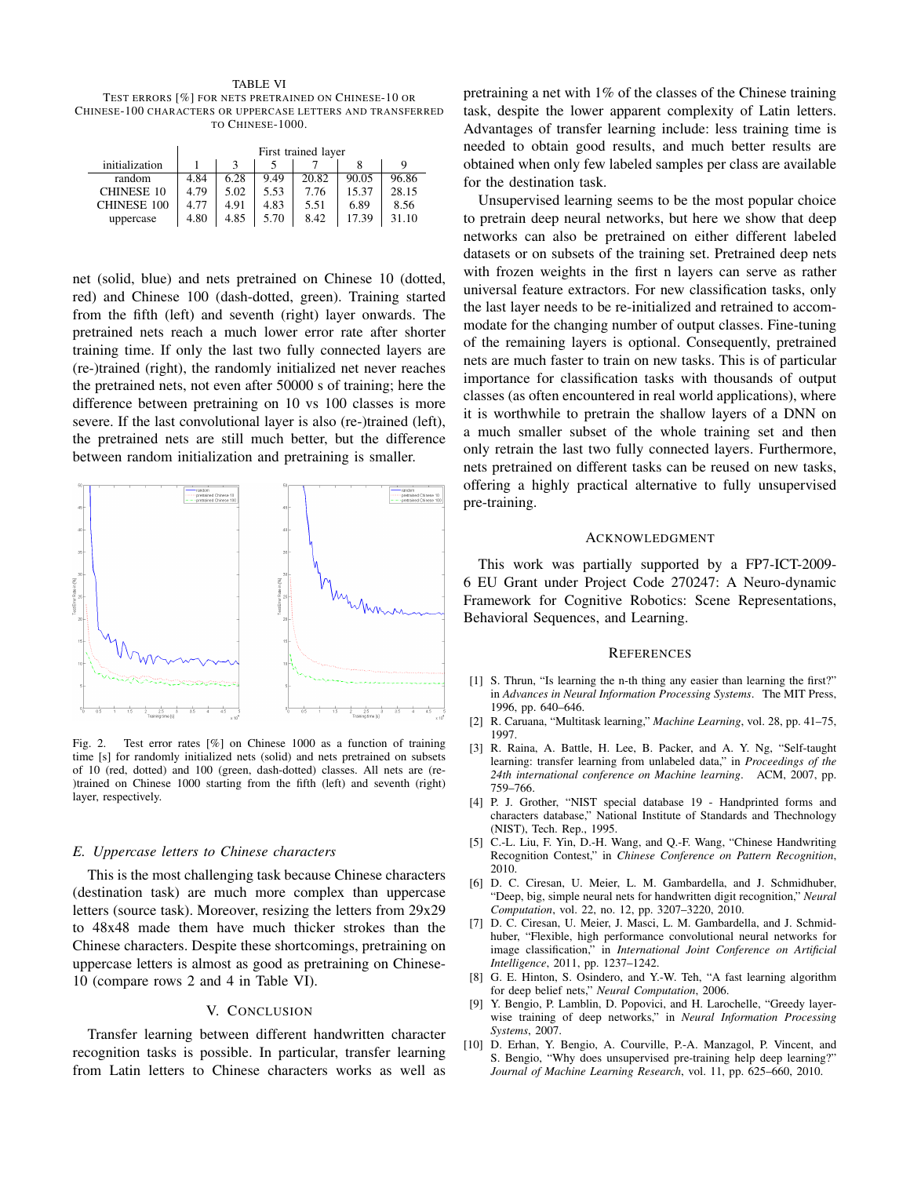TABLE VI
TEST ERRORS [%] FOR NETS PRETRAINED ON CHINESE-10 OR CHINESE-100 CHARACTERS OR UPPERCASE LETTERS AND TRANSFERRED TO CHINESE-1000.

| initialization | First trained layer 1 | 3 | 5 | 7 | 8 | 9 |
|---|---|---|---|---|---|---|
| random | 4.84 | 6.28 | 9.49 | 20.82 | 90.05 | 96.86 |
| CHINESE 10 | 4.79 | 5.02 | 5.53 | 7.76 | 15.37 | 28.15 |
| CHINESE 100 | 4.77 | 4.91 | 4.83 | 5.51 | 6.89 | 8.56 |
| uppercase | 4.80 | 4.85 | 5.70 | 8.42 | 17.39 | 31.10 |

net (solid, blue) and nets pretrained on Chinese 10 (dotted, red) and Chinese 100 (dash-dotted, green). Training started from the fifth (left) and seventh (right) layer onwards. The pretrained nets reach a much lower error rate after shorter training time. If only the last two fully connected layers are (re-)trained (right), the randomly initialized net never reaches the pretrained nets, not even after 50000 s of training; here the difference between pretraining on 10 vs 100 classes is more severe. If the last convolutional layer is also (re-)trained (left), the pretrained nets are still much better, but the difference between random initialization and pretraining is smaller.

Fig. 2. Test error rates [%] on Chinese 1000 as a function of training time [s] for randomly initialized nets (solid) and nets pretrained on subsets of 10 (red, dotted) and 100 (green, dash-dotted) classes. All nets are (re-)trained on Chinese 1000 starting from the fifth (left) and seventh (right) layer, respectively.

### E. Uppercase letters to Chinese characters

This is the most challenging task because Chinese characters (destination task) are much more complex than uppercase letters (source task). Moreover, resizing the letters from 29x29 to 48x48 made them have much thicker strokes than the Chinese characters. Despite these shortcomings, pretraining on uppercase letters is almost as good as pretraining on Chinese-10 (compare rows 2 and 4 in Table VI).

## V. CONCLUSION

Transfer learning between different handwritten character recognition tasks is possible. In particular, transfer learning from Latin letters to Chinese characters works as well as pretraining a net with 1% of the classes of the Chinese training task, despite the lower apparent complexity of Latin letters. Advantages of transfer learning include: less training time is needed to obtain good results, and much better results are obtained when only few labeled samples per class are available for the destination task.

Unsupervised learning seems to be the most popular choice to pretrain deep neural networks, but here we show that deep networks can also be pretrained on either different labeled datasets or on subsets of the training set. Pretrained deep nets with frozen weights in the first n layers can serve as rather universal feature extractors. For new classification tasks, only the last layer needs to be re-initialized and retrained to accommodate for the changing number of output classes. Fine-tuning of the remaining layers is optional. Consequently, pretrained nets are much faster to train on new tasks. This is of particular importance for classification tasks with thousands of output classes (as often encountered in real world applications), where it is worthwhile to pretrain the shallow layers of a DNN on a much smaller subset of the whole training set and then only retrain the last two fully connected layers. Furthermore, nets pretrained on different tasks can be reused on new tasks, offering a highly practical alternative to fully unsupervised pre-training.

## ACKNOWLEDGMENT

This work was partially supported by a FP7-ICT-2009-6 EU Grant under Project Code 270247: A Neuro-dynamic Framework for Cognitive Robotics: Scene Representations, Behavioral Sequences, and Learning.

## REFERENCES

[1] S. Thrun, "Is learning the n-th thing any easier than learning the first?" in *Advances in Neural Information Processing Systems*. The MIT Press, 1996, pp. 640–646.

[2] R. Caruana, "Multitask learning," *Machine Learning*, vol. 28, pp. 41–75, 1997.

[3] R. Raina, A. Battle, H. Lee, B. Packer, and A. Y. Ng, "Self-taught learning: transfer learning from unlabeled data," in *Proceedings of the 24th international conference on Machine learning*. ACM, 2007, pp. 759–766.

[4] P. J. Grother, "NIST special database 19 - Handprinted forms and characters database," National Institute of Standards and Thechnology (NIST), Tech. Rep., 1995.

[5] C.-L. Liu, F. Yin, D.-H. Wang, and Q.-F. Wang, "Chinese Handwriting Recognition Contest," in *Chinese Conference on Pattern Recognition*, 2010.

[6] D. C. Ciresan, U. Meier, L. M. Gambardella, and J. Schmidhuber, "Deep, big, simple neural nets for handwritten digit recognition," *Neural Computation*, vol. 22, no. 12, pp. 3207–3220, 2010.

[7] D. C. Ciresan, U. Meier, J. Masci, L. M. Gambardella, and J. Schmidhuber, "Flexible, high performance convolutional neural networks for image classification," in *International Joint Conference on Artificial Intelligence*, 2011, pp. 1237–1242.

[8] G. E. Hinton, S. Osindero, and Y.-W. Teh, "A fast learning algorithm for deep belief nets," *Neural Computation*, 2006.

[9] Y. Bengio, P. Lamblin, D. Popovici, and H. Larochelle, "Greedy layer-wise training of deep networks," in *Neural Information Processing Systems*, 2007.

[10] D. Erhan, Y. Bengio, A. Courville, P.-A. Manzagol, P. Vincent, and S. Bengio, "Why does unsupervised pre-training help deep learning?" *Journal of Machine Learning Research*, vol. 11, pp. 625–660, 2010.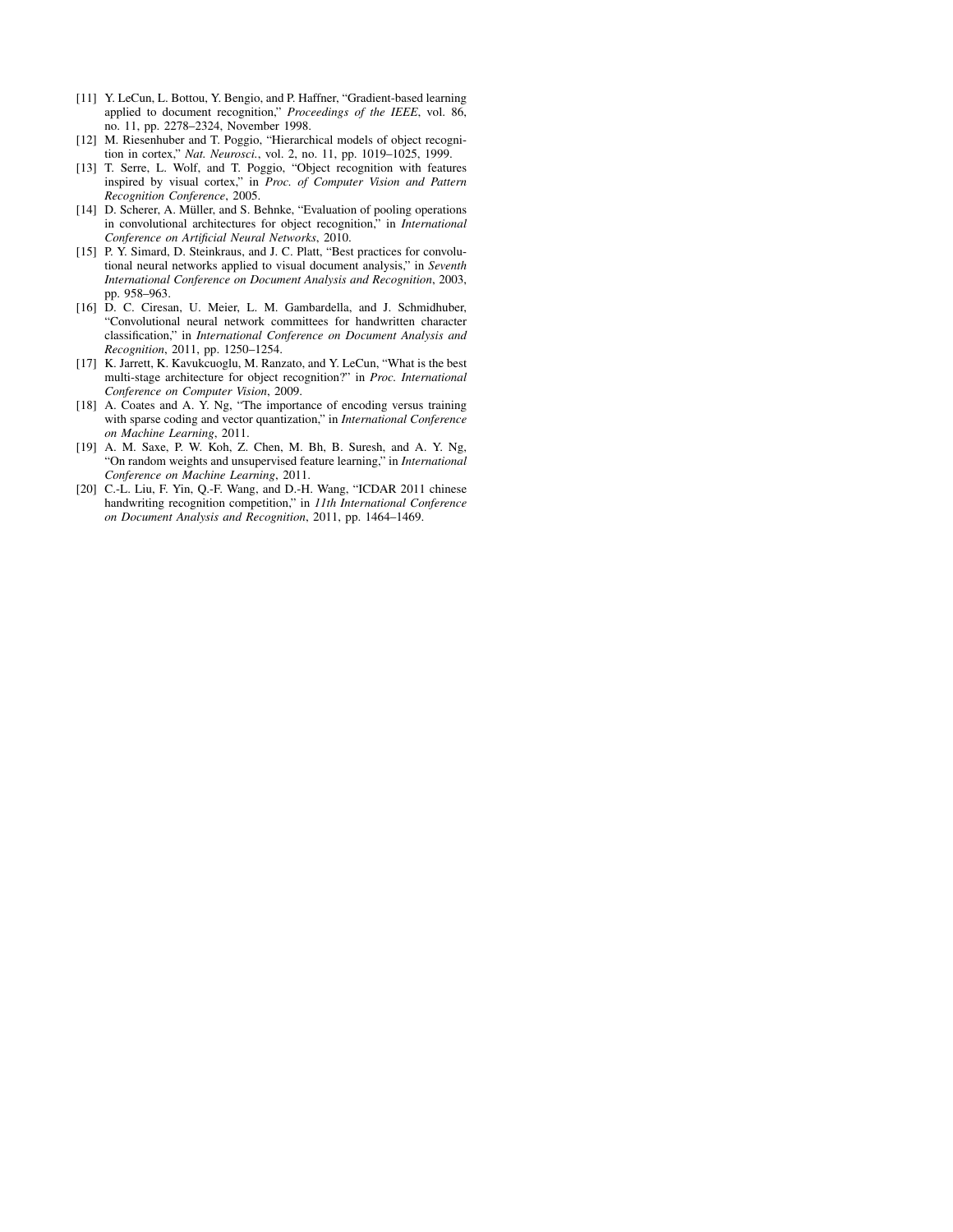[11] Y. LeCun, L. Bottou, Y. Bengio, and P. Haffner, "Gradient-based learning applied to document recognition," *Proceedings of the IEEE*, vol. 86, no. 11, pp. 2278–2324, November 1998.

[12] M. Riesenhuber and T. Poggio, "Hierarchical models of object recognition in cortex," *Nat. Neurosci.*, vol. 2, no. 11, pp. 1019–1025, 1999.

[13] T. Serre, L. Wolf, and T. Poggio, "Object recognition with features inspired by visual cortex," in *Proc. of Computer Vision and Pattern Recognition Conference*, 2005.

[14] D. Scherer, A. Müller, and S. Behnke, "Evaluation of pooling operations in convolutional architectures for object recognition," in *International Conference on Artificial Neural Networks*, 2010.

[15] P. Y. Simard, D. Steinkraus, and J. C. Platt, "Best practices for convolutional neural networks applied to visual document analysis," in *Seventh International Conference on Document Analysis and Recognition*, 2003, pp. 958–963.

[16] D. C. Ciresan, U. Meier, L. M. Gambardella, and J. Schmidhuber, "Convolutional neural network committees for handwritten character classification," in *International Conference on Document Analysis and Recognition*, 2011, pp. 1250–1254.

[17] K. Jarrett, K. Kavukcuoglu, M. Ranzato, and Y. LeCun, "What is the best multi-stage architecture for object recognition?" in *Proc. International Conference on Computer Vision*, 2009.

[18] A. Coates and A. Y. Ng, "The importance of encoding versus training with sparse coding and vector quantization," in *International Conference on Machine Learning*, 2011.

[19] A. M. Saxe, P. W. Koh, Z. Chen, M. Bh, B. Suresh, and A. Y. Ng, "On random weights and unsupervised feature learning," in *International Conference on Machine Learning*, 2011.

[20] C.-L. Liu, F. Yin, Q.-F. Wang, and D.-H. Wang, "ICDAR 2011 chinese handwriting recognition competition," in *11th International Conference on Document Analysis and Recognition*, 2011, pp. 1464–1469.